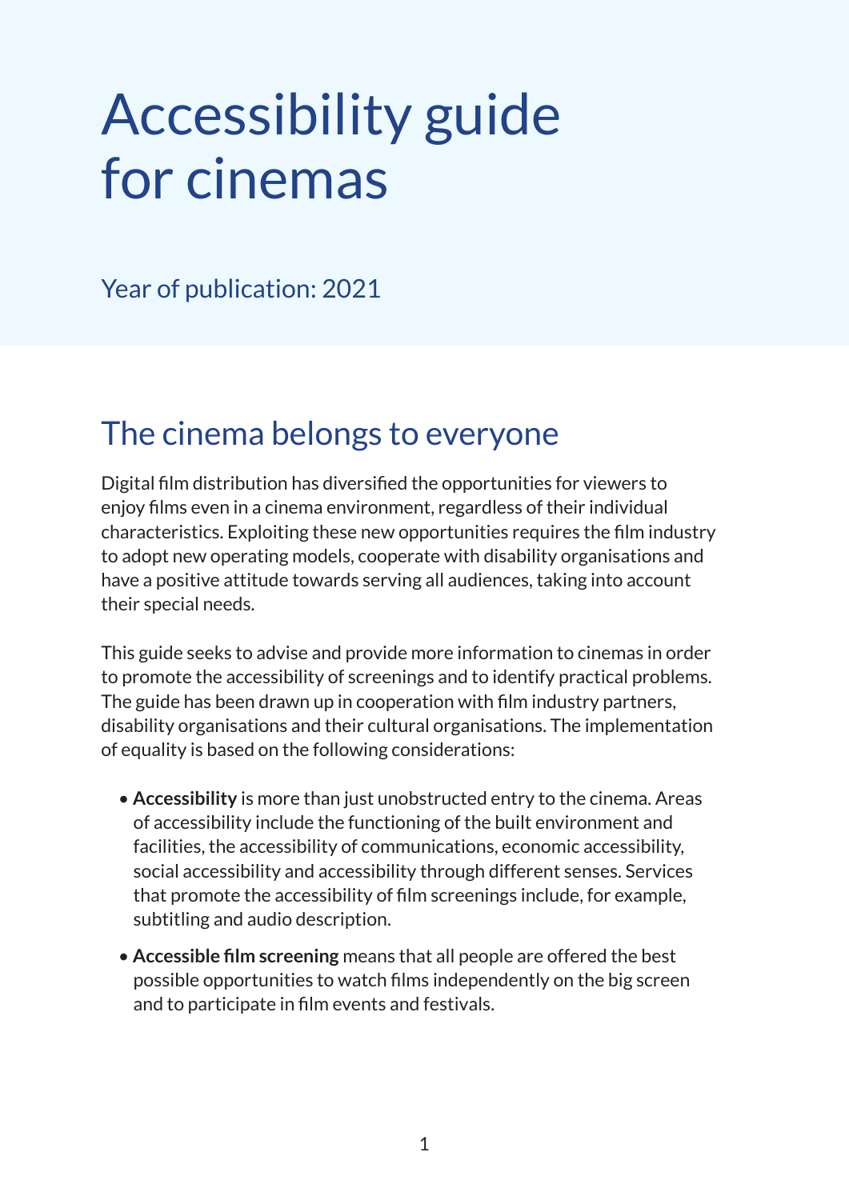# Accessibility guide for cinemas

Year of publication: 2021

## The cinema belongs to everyone

Digital film distribution has diversified the opportunities for viewers to enjoy films even in a cinema environment, regardless of their individual characteristics. Exploiting these new opportunities requires the film industry to adopt new operating models, cooperate with disability organisations and have a positive attitude towards serving all audiences, taking into account their special needs.

This guide seeks to advise and provide more information to cinemas in order to promote the accessibility of screenings and to identify practical problems. The guide has been drawn up in cooperation with film industry partners, disability organisations and their cultural organisations. The implementation of equality is based on the following considerations:

- **Accessibility** is more than just unobstructed entry to the cinema. Areas of accessibility include the functioning of the built environment and facilities, the accessibility of communications, economic accessibility, social accessibility and accessibility through different senses. Services that promote the accessibility of film screenings include, for example, subtitling and audio description.
- **Accessible film screening** means that all people are offered the best possible opportunities to watch films independently on the big screen and to participate in film events and festivals.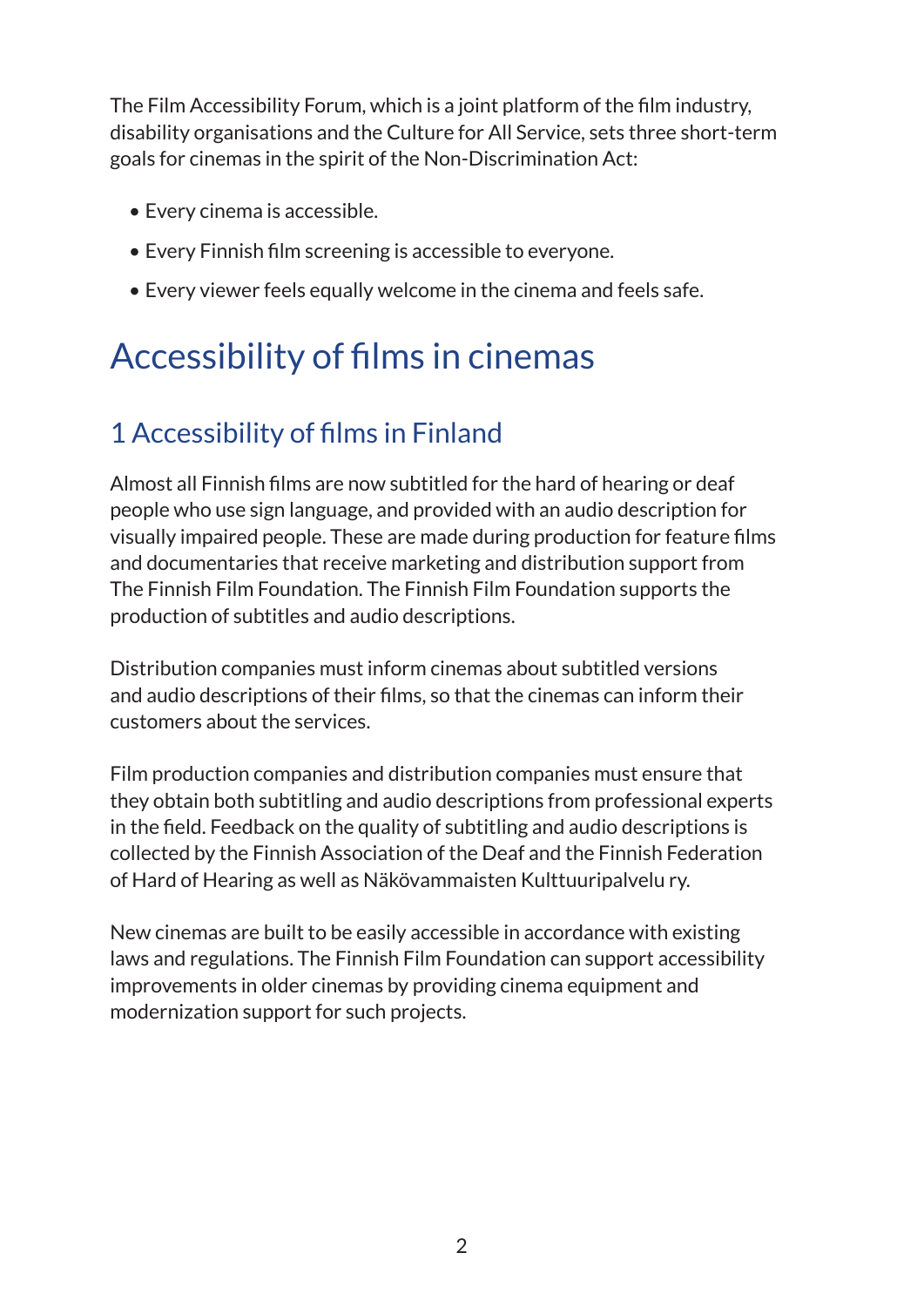The Film Accessibility Forum, which is a joint platform of the film industry, disability organisations and the Culture for All Service, sets three short-term goals for cinemas in the spirit of the Non-Discrimination Act:

- Every cinema is accessible.
- Every Finnish film screening is accessible to everyone.
- Every viewer feels equally welcome in the cinema and feels safe.

# Accessibility of films in cinemas

## 1 Accessibility of films in Finland

Almost all Finnish films are now subtitled for the hard of hearing or deaf people who use sign language, and provided with an audio description for visually impaired people. These are made during production for feature films and documentaries that receive marketing and distribution support from The Finnish Film Foundation. The Finnish Film Foundation supports the production of subtitles and audio descriptions.

Distribution companies must inform cinemas about subtitled versions and audio descriptions of their films, so that the cinemas can inform their customers about the services.

Film production companies and distribution companies must ensure that they obtain both subtitling and audio descriptions from professional experts in the field. Feedback on the quality of subtitling and audio descriptions is collected by the Finnish Association of the Deaf and the Finnish Federation of Hard of Hearing as well as Näkövammaisten Kulttuuripalvelu ry.

New cinemas are built to be easily accessible in accordance with existing laws and regulations. The Finnish Film Foundation can support accessibility improvements in older cinemas by providing cinema equipment and modernization support for such projects.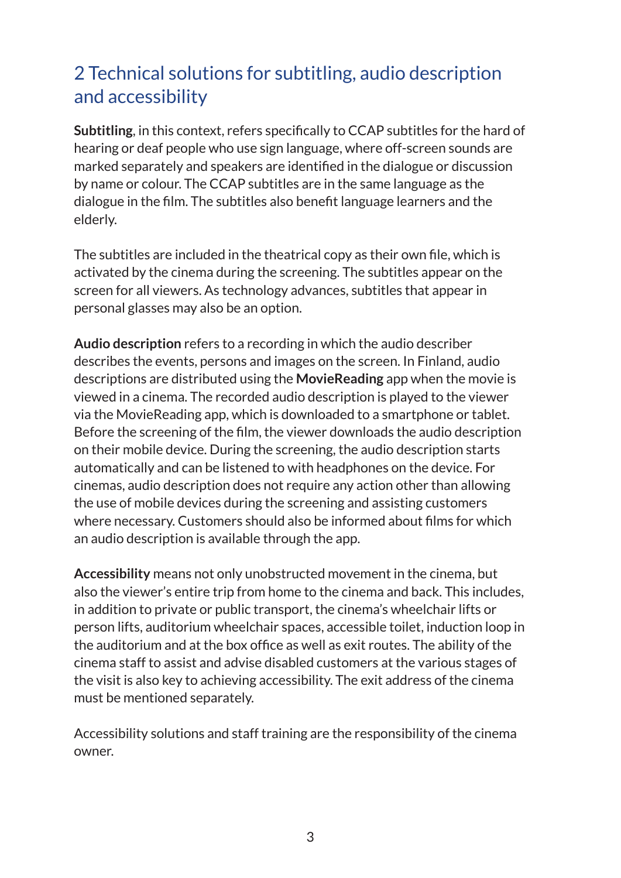## 2 Technical solutions for subtitling, audio description and accessibility

**Subtitling**, in this context, refers specifically to CCAP subtitles for the hard of hearing or deaf people who use sign language, where off-screen sounds are marked separately and speakers are identified in the dialogue or discussion by name or colour. The CCAP subtitles are in the same language as the dialogue in the film. The subtitles also benefit language learners and the elderly.

The subtitles are included in the theatrical copy as their own file, which is activated by the cinema during the screening. The subtitles appear on the screen for all viewers. As technology advances, subtitles that appear in personal glasses may also be an option.

**Audio description** refers to a recording in which the audio describer describes the events, persons and images on the screen. In Finland, audio descriptions are distributed using the **MovieReading** app when the movie is viewed in a cinema. The recorded audio description is played to the viewer via the MovieReading app, which is downloaded to a smartphone or tablet. Before the screening of the film, the viewer downloads the audio description on their mobile device. During the screening, the audio description starts automatically and can be listened to with headphones on the device. For cinemas, audio description does not require any action other than allowing the use of mobile devices during the screening and assisting customers where necessary. Customers should also be informed about films for which an audio description is available through the app.

**Accessibility** means not only unobstructed movement in the cinema, but also the viewer's entire trip from home to the cinema and back. This includes, in addition to private or public transport, the cinema's wheelchair lifts or person lifts, auditorium wheelchair spaces, accessible toilet, induction loop in the auditorium and at the box office as well as exit routes. The ability of the cinema staff to assist and advise disabled customers at the various stages of the visit is also key to achieving accessibility. The exit address of the cinema must be mentioned separately.

Accessibility solutions and staff training are the responsibility of the cinema owner.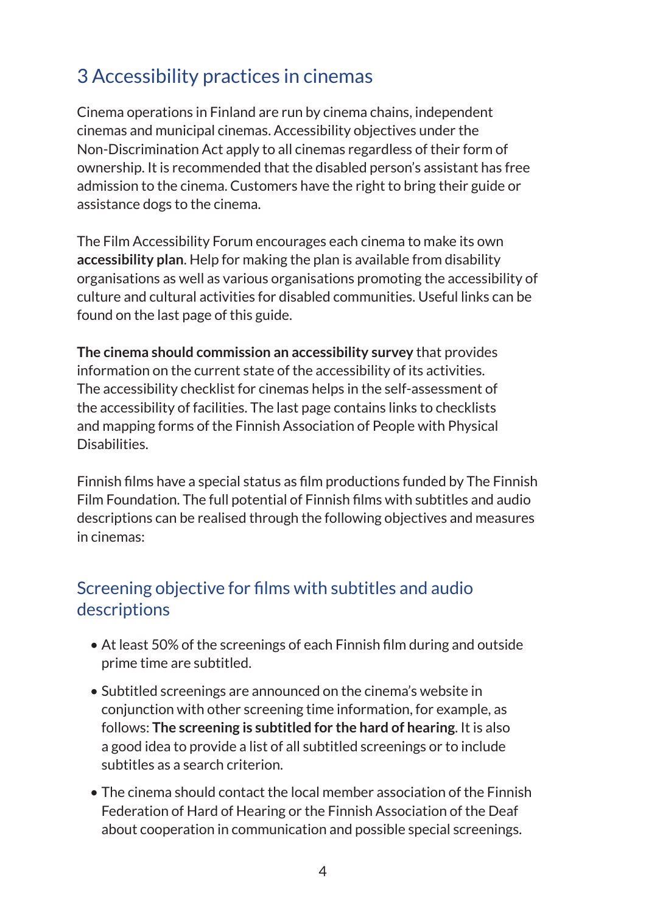# 3 Accessibility practices in cinemas

Cinema operations in Finland are run by cinema chains, independent cinemas and municipal cinemas. Accessibility objectives under the Non-Discrimination Act apply to all cinemas regardless of their form of ownership. It is recommended that the disabled person's assistant has free admission to the cinema. Customers have the right to bring their guide or assistance dogs to the cinema.

The Film Accessibility Forum encourages each cinema to make its own **accessibility plan**. Help for making the plan is available from disability organisations as well as various organisations promoting the accessibility of culture and cultural activities for disabled communities. Useful links can be found on the last page of this guide.

**The cinema should commission an accessibility survey** that provides information on the current state of the accessibility of its activities. The accessibility checklist for cinemas helps in the self-assessment of the accessibility of facilities. The last page contains links to checklists and mapping forms of the Finnish Association of People with Physical Disabilities.

Finnish films have a special status as film productions funded by The Finnish Film Foundation. The full potential of Finnish films with subtitles and audio descriptions can be realised through the following objectives and measures in cinemas:

## Screening objective for films with subtitles and audio descriptions

- At least 50% of the screenings of each Finnish film during and outside prime time are subtitled.
- Subtitled screenings are announced on the cinema's website in conjunction with other screening time information, for example, as follows: **The screening is subtitled for the hard of hearing**. It is also a good idea to provide a list of all subtitled screenings or to include subtitles as a search criterion.
- The cinema should contact the local member association of the Finnish Federation of Hard of Hearing or the Finnish Association of the Deaf about cooperation in communication and possible special screenings.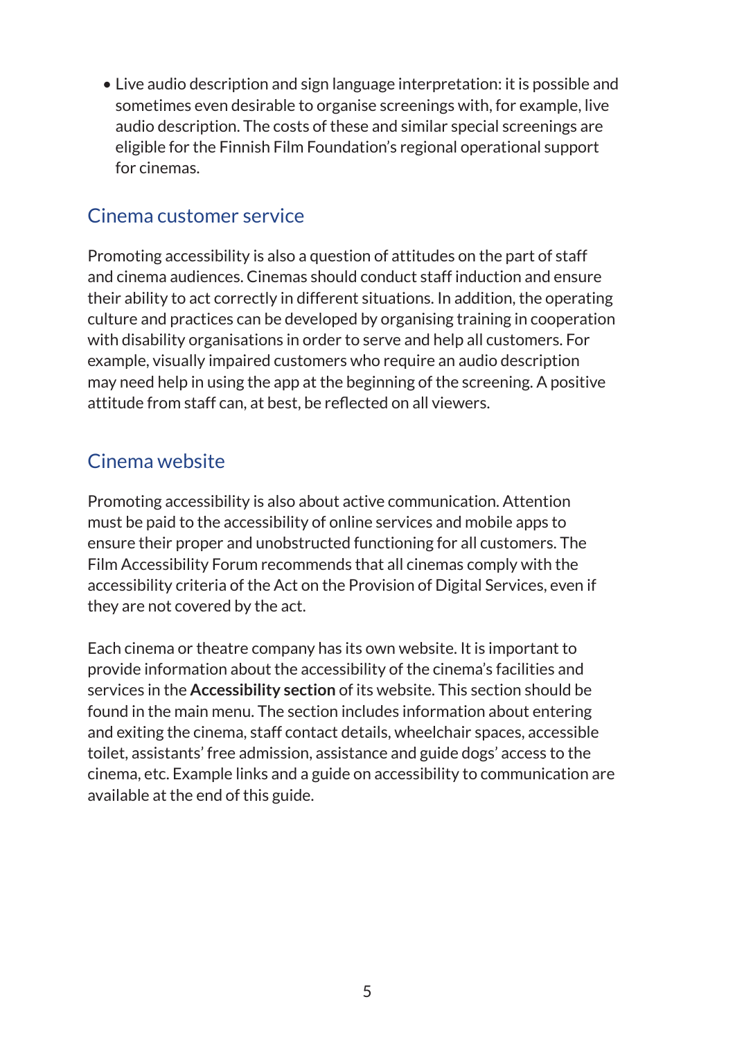- Live audio description and sign language interpretation: it is possible and sometimes even desirable to organise screenings with, for example, live audio description. The costs of these and similar special screenings are eligible for the Finnish Film Foundation's regional operational support for cinemas.

## Cinema customer service

Promoting accessibility is also a question of attitudes on the part of staff and cinema audiences. Cinemas should conduct staff induction and ensure their ability to act correctly in different situations. In addition, the operating culture and practices can be developed by organising training in cooperation with disability organisations in order to serve and help all customers. For example, visually impaired customers who require an audio description may need help in using the app at the beginning of the screening. A positive attitude from staff can, at best, be reflected on all viewers.

## Cinema website

Promoting accessibility is also about active communication. Attention must be paid to the accessibility of online services and mobile apps to ensure their proper and unobstructed functioning for all customers. The Film Accessibility Forum recommends that all cinemas comply with the accessibility criteria of the Act on the Provision of Digital Services, even if they are not covered by the act.

Each cinema or theatre company has its own website. It is important to provide information about the accessibility of the cinema's facilities and services in the **Accessibility section** of its website. This section should be found in the main menu. The section includes information about entering and exiting the cinema, staff contact details, wheelchair spaces, accessible toilet, assistants' free admission, assistance and guide dogs' access to the cinema, etc. Example links and a guide on accessibility to communication are available at the end of this guide.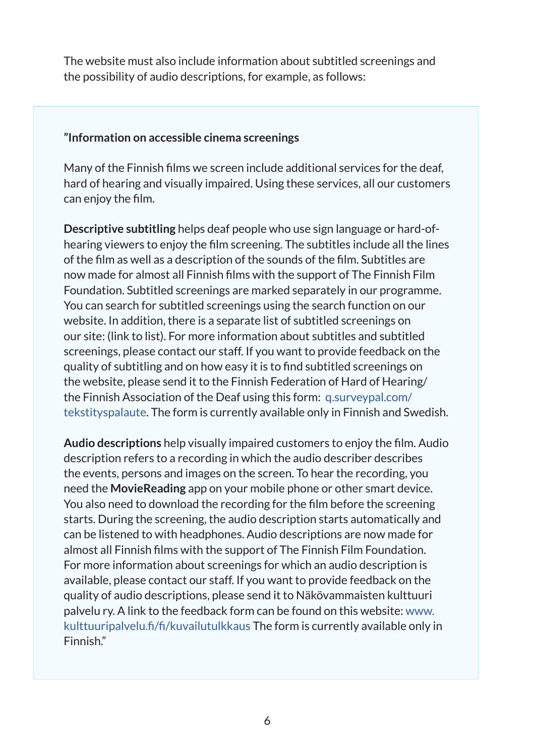The website must also include information about subtitled screenings and the possibility of audio descriptions, for example, as follows:

> **”Information on accessible cinema screenings**
>
> Many of the Finnish films we screen include additional services for the deaf, hard of hearing and visually impaired. Using these services, all our customers can enjoy the film.
>
> **Descriptive subtitling** helps deaf people who use sign language or hard-of-hearing viewers to enjoy the film screening. The subtitles include all the lines of the film as well as a description of the sounds of the film. Subtitles are now made for almost all Finnish films with the support of The Finnish Film Foundation. Subtitled screenings are marked separately in our programme. You can search for subtitled screenings using the search function on our website. In addition, there is a separate list of subtitled screenings on our site: (link to list). For more information about subtitles and subtitled screenings, please contact our staff. If you want to provide feedback on the quality of subtitling and on how easy it is to find subtitled screenings on the website, please send it to the Finnish Federation of Hard of Hearing/the Finnish Association of the Deaf using this form: q.surveypal.com/tekstityspalaute. The form is currently available only in Finnish and Swedish.
>
> **Audio descriptions** help visually impaired customers to enjoy the film. Audio description refers to a recording in which the audio describer describes the events, persons and images on the screen. To hear the recording, you need the **MovieReading** app on your mobile phone or other smart device. You also need to download the recording for the film before the screening starts. During the screening, the audio description starts automatically and can be listened to with headphones. Audio descriptions are now made for almost all Finnish films with the support of The Finnish Film Foundation. For more information about screenings for which an audio description is available, please contact our staff. If you want to provide feedback on the quality of audio descriptions, please send it to Näkövammaisten kulttuuri palvelu ry. A link to the feedback form can be found on this website: www.kulttuuripalvelu.fi/fi/kuvailutulkkaus The form is currently available only in Finnish.”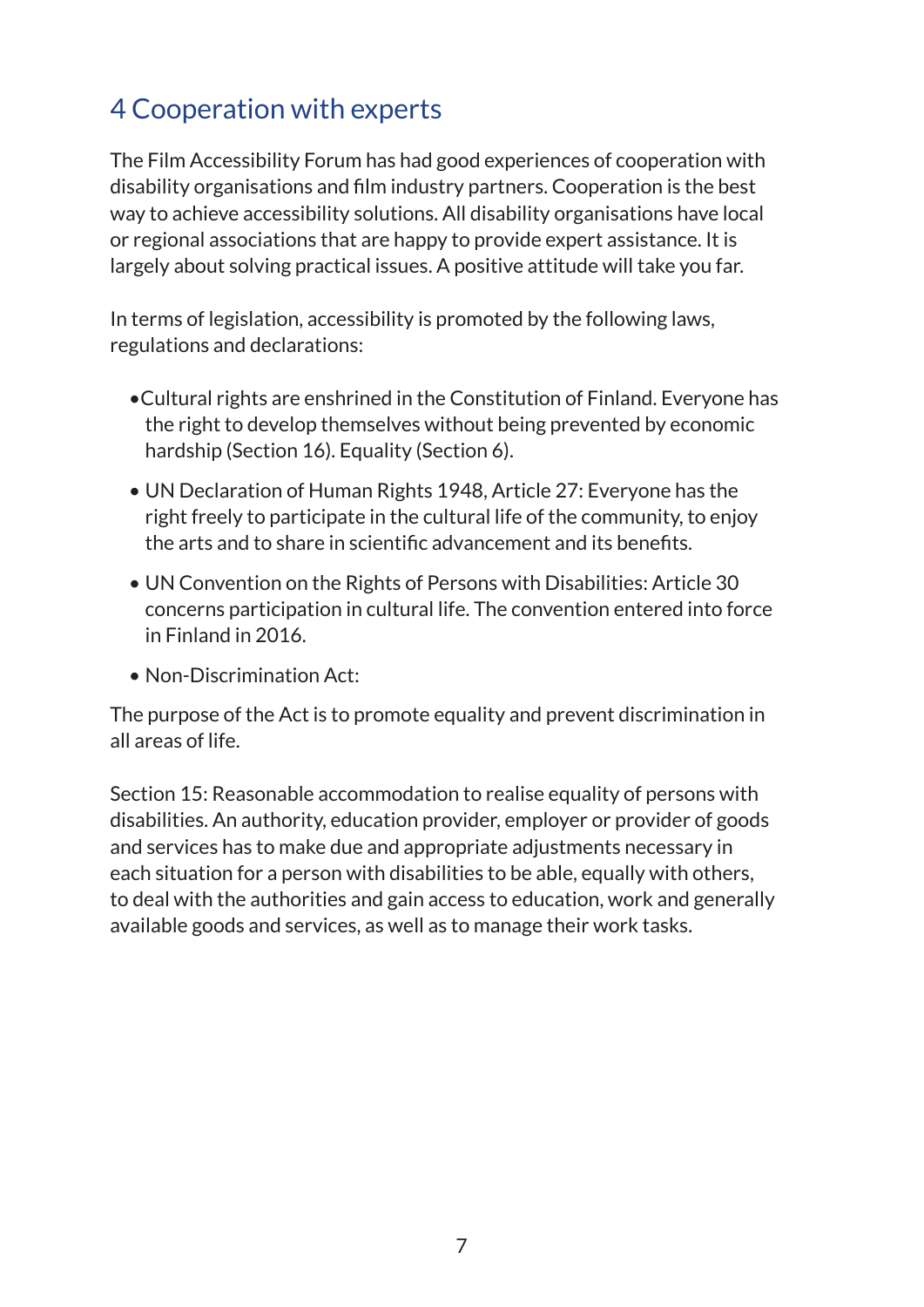## 4 Cooperation with experts

The Film Accessibility Forum has had good experiences of cooperation with disability organisations and film industry partners. Cooperation is the best way to achieve accessibility solutions. All disability organisations have local or regional associations that are happy to provide expert assistance. It is largely about solving practical issues. A positive attitude will take you far.

In terms of legislation, accessibility is promoted by the following laws, regulations and declarations:

- Cultural rights are enshrined in the Constitution of Finland. Everyone has the right to develop themselves without being prevented by economic hardship (Section 16). Equality (Section 6).
- UN Declaration of Human Rights 1948, Article 27: Everyone has the right freely to participate in the cultural life of the community, to enjoy the arts and to share in scientific advancement and its benefits.
- UN Convention on the Rights of Persons with Disabilities: Article 30 concerns participation in cultural life. The convention entered into force in Finland in 2016.
- Non-Discrimination Act:

The purpose of the Act is to promote equality and prevent discrimination in all areas of life.

Section 15: Reasonable accommodation to realise equality of persons with disabilities. An authority, education provider, employer or provider of goods and services has to make due and appropriate adjustments necessary in each situation for a person with disabilities to be able, equally with others, to deal with the authorities and gain access to education, work and generally available goods and services, as well as to manage their work tasks.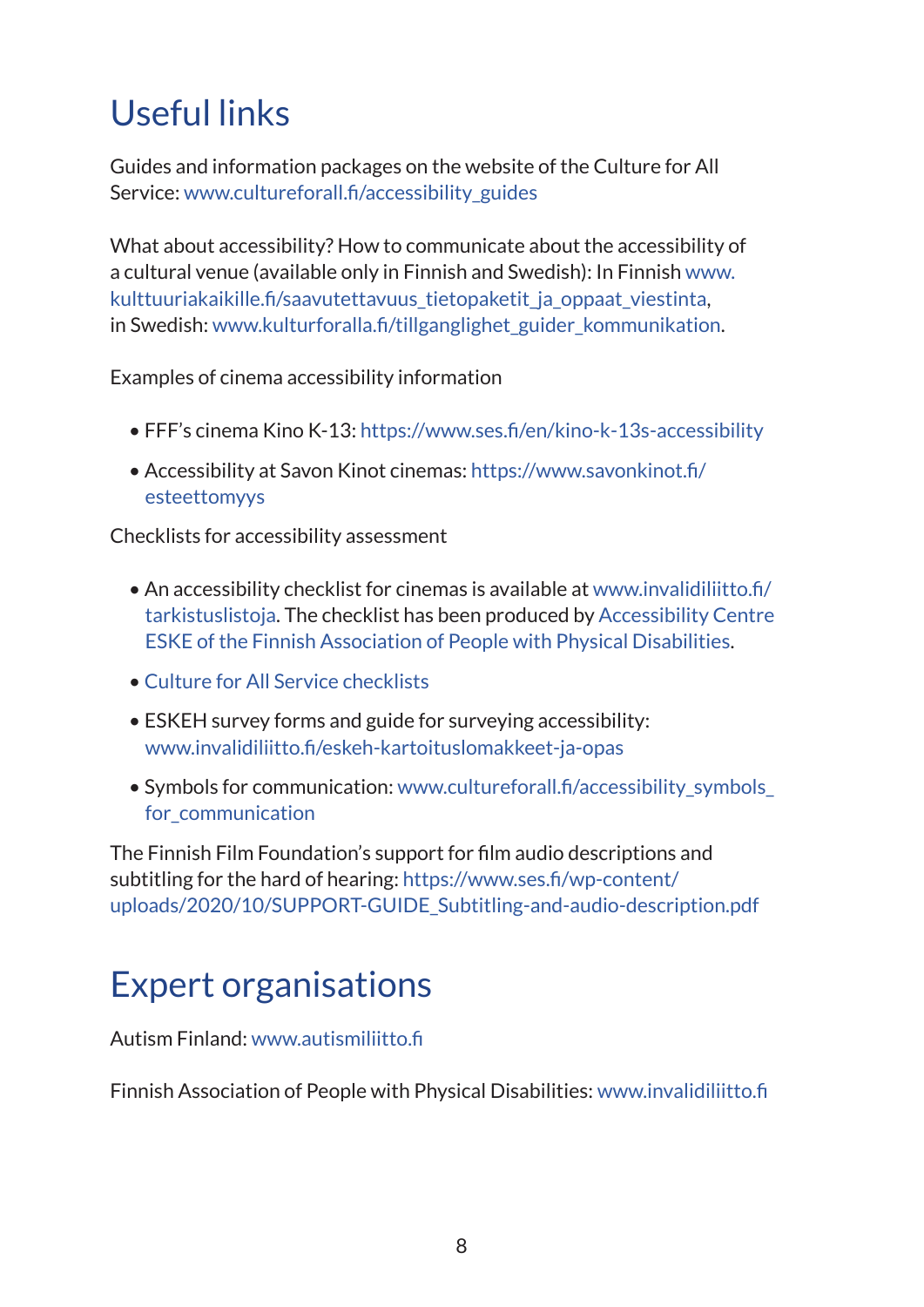# Useful links

Guides and information packages on the website of the Culture for All Service: www.cultureforall.fi/accessibility_guides

What about accessibility? How to communicate about the accessibility of a cultural venue (available only in Finnish and Swedish): In Finnish www.kulttuuriakaikille.fi/saavutettavuus_tietopaketit_ja_oppaat_viestinta, in Swedish: www.kulturforalla.fi/tillganglighet_guider_kommunikation.

Examples of cinema accessibility information

- FFF's cinema Kino K-13: https://www.ses.fi/en/kino-k-13s-accessibility
- Accessibility at Savon Kinot cinemas: https://www.savonkinot.fi/esteettomyys

Checklists for accessibility assessment

- An accessibility checklist for cinemas is available at www.invalidiliitto.fi/tarkistuslistoja. The checklist has been produced by Accessibility Centre ESKE of the Finnish Association of People with Physical Disabilities.
- Culture for All Service checklists
- ESKEH survey forms and guide for surveying accessibility: www.invalidiliitto.fi/eskeh-kartoituslomakkeet-ja-opas
- Symbols for communication: www.cultureforall.fi/accessibility_symbols_for_communication

The Finnish Film Foundation's support for film audio descriptions and subtitling for the hard of hearing: https://www.ses.fi/wp-content/uploads/2020/10/SUPPORT-GUIDE_Subtitling-and-audio-description.pdf

# Expert organisations

Autism Finland: www.autismiliitto.fi

Finnish Association of People with Physical Disabilities: www.invalidiliitto.fi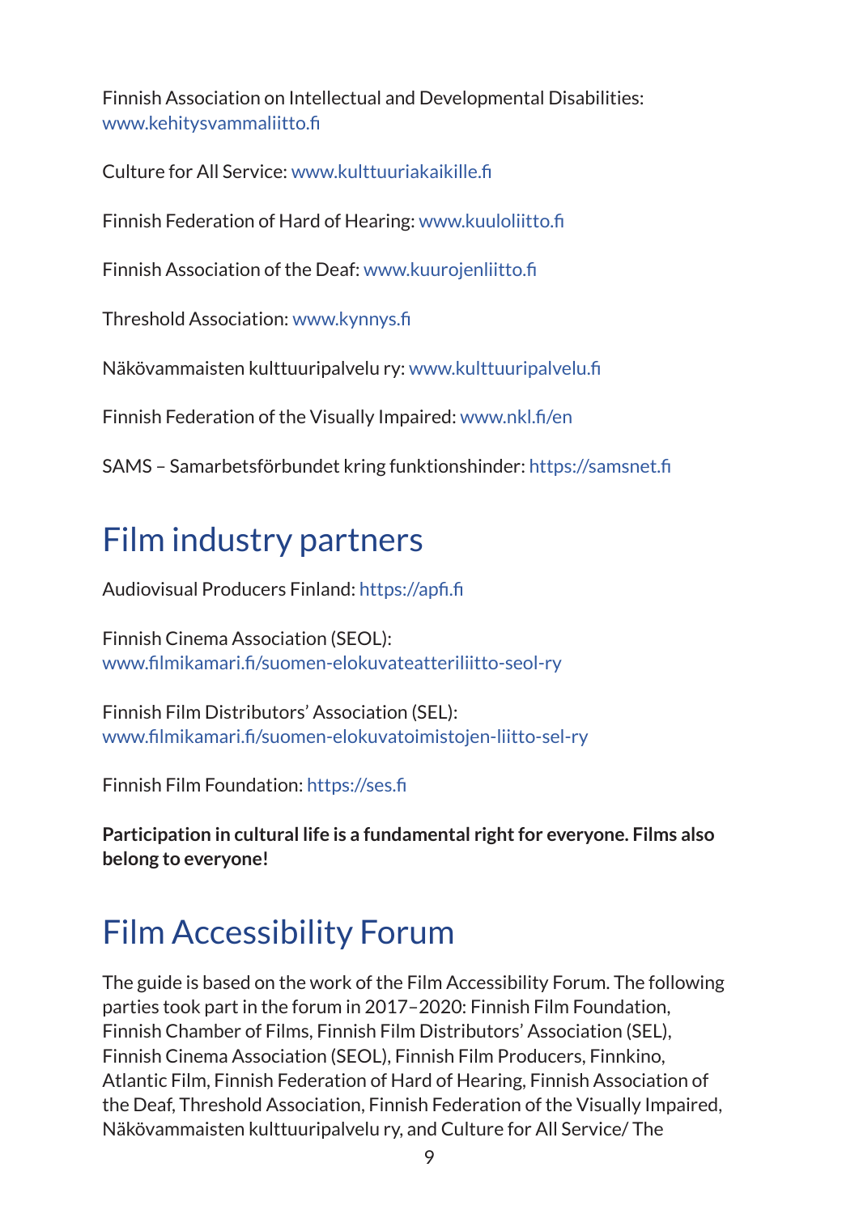Finnish Association on Intellectual and Developmental Disabilities: www.kehitysvammaliitto.fi

Culture for All Service: www.kulttuuriakaikille.fi

Finnish Federation of Hard of Hearing: www.kuuloliitto.fi

Finnish Association of the Deaf: www.kuurojenliitto.fi

Threshold Association: www.kynnys.fi

Näkövammaisten kulttuuripalvelu ry: www.kulttuuripalvelu.fi

Finnish Federation of the Visually Impaired: www.nkl.fi/en

SAMS – Samarbetsförbundet kring funktionshinder: https://samsnet.fi

## Film industry partners

Audiovisual Producers Finland: https://apfi.fi

Finnish Cinema Association (SEOL): www.filmikamari.fi/suomen-elokuvateatteriliitto-seol-ry

Finnish Film Distributors' Association (SEL): www.filmikamari.fi/suomen-elokuvatoimistojen-liitto-sel-ry

Finnish Film Foundation: https://ses.fi

**Participation in cultural life is a fundamental right for everyone. Films also belong to everyone!**

## Film Accessibility Forum

The guide is based on the work of the Film Accessibility Forum. The following parties took part in the forum in 2017–2020: Finnish Film Foundation, Finnish Chamber of Films, Finnish Film Distributors' Association (SEL), Finnish Cinema Association (SEOL), Finnish Film Producers, Finnkino, Atlantic Film, Finnish Federation of Hard of Hearing, Finnish Association of the Deaf, Threshold Association, Finnish Federation of the Visually Impaired, Näkövammaisten kulttuuripalvelu ry, and Culture for All Service/ The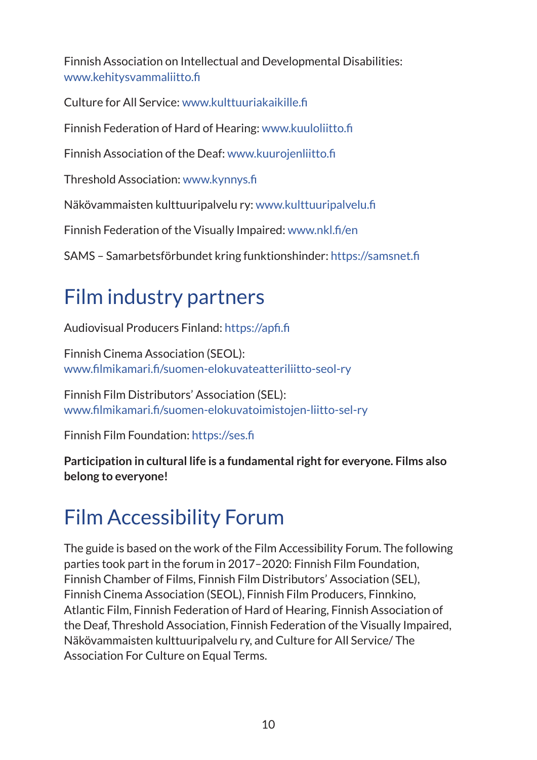Finnish Association on Intellectual and Developmental Disabilities: www.kehitysvammaliitto.fi

Culture for All Service: www.kulttuuriakaikille.fi

Finnish Federation of Hard of Hearing: www.kuuloliitto.fi

Finnish Association of the Deaf: www.kuurojenliitto.fi

Threshold Association: www.kynnys.fi

Näkövammaisten kulttuuripalvelu ry: www.kulttuuripalvelu.fi

Finnish Federation of the Visually Impaired: www.nkl.fi/en

SAMS – Samarbetsförbundet kring funktionshinder: https://samsnet.fi

# Film industry partners

Audiovisual Producers Finland: https://apfi.fi

Finnish Cinema Association (SEOL): www.filmikamari.fi/suomen-elokuvateatteriliitto-seol-ry

Finnish Film Distributors' Association (SEL): www.filmikamari.fi/suomen-elokuvatoimistojen-liitto-sel-ry

Finnish Film Foundation: https://ses.fi

**Participation in cultural life is a fundamental right for everyone. Films also belong to everyone!**

# Film Accessibility Forum

The guide is based on the work of the Film Accessibility Forum. The following parties took part in the forum in 2017–2020: Finnish Film Foundation, Finnish Chamber of Films, Finnish Film Distributors' Association (SEL), Finnish Cinema Association (SEOL), Finnish Film Producers, Finnkino, Atlantic Film, Finnish Federation of Hard of Hearing, Finnish Association of the Deaf, Threshold Association, Finnish Federation of the Visually Impaired, Näkövammaisten kulttuuripalvelu ry, and Culture for All Service/ The Association For Culture on Equal Terms.